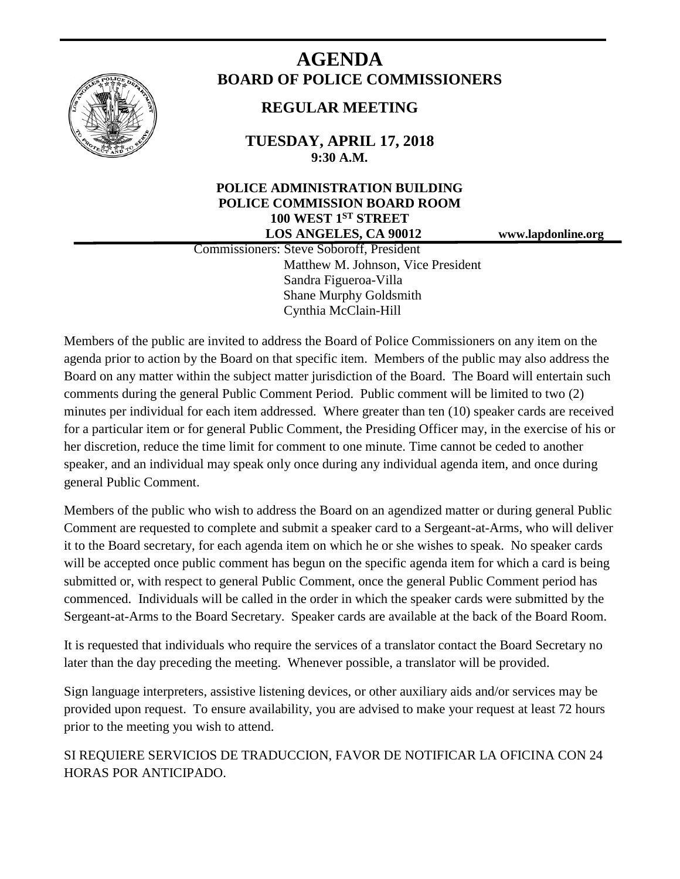# AGENDA

## BOARD OF POLICE COMMISSIONERS

### REGULAR MEETING

**TUESDAY, APRIL 17, 2018**
**9:30 A.M.**

**POLICE ADMINISTRATION BUILDING**
**POLICE COMMISSION BOARD ROOM**
**100 WEST 1ST STREET**
**LOS ANGELES, CA 90012**

**www.lapdonline.org**

Commissioners: Steve Soboroff, President
Matthew M. Johnson, Vice President
Sandra Figueroa-Villa
Shane Murphy Goldsmith
Cynthia McClain-Hill

Members of the public are invited to address the Board of Police Commissioners on any item on the agenda prior to action by the Board on that specific item. Members of the public may also address the Board on any matter within the subject matter jurisdiction of the Board. The Board will entertain such comments during the general Public Comment Period. Public comment will be limited to two (2) minutes per individual for each item addressed. Where greater than ten (10) speaker cards are received for a particular item or for general Public Comment, the Presiding Officer may, in the exercise of his or her discretion, reduce the time limit for comment to one minute. Time cannot be ceded to another speaker, and an individual may speak only once during any individual agenda item, and once during general Public Comment.

Members of the public who wish to address the Board on an agendized matter or during general Public Comment are requested to complete and submit a speaker card to a Sergeant-at-Arms, who will deliver it to the Board secretary, for each agenda item on which he or she wishes to speak. No speaker cards will be accepted once public comment has begun on the specific agenda item for which a card is being submitted or, with respect to general Public Comment, once the general Public Comment period has commenced. Individuals will be called in the order in which the speaker cards were submitted by the Sergeant-at-Arms to the Board Secretary. Speaker cards are available at the back of the Board Room.

It is requested that individuals who require the services of a translator contact the Board Secretary no later than the day preceding the meeting. Whenever possible, a translator will be provided.

Sign language interpreters, assistive listening devices, or other auxiliary aids and/or services may be provided upon request. To ensure availability, you are advised to make your request at least 72 hours prior to the meeting you wish to attend.

SI REQUIERE SERVICIOS DE TRADUCCION, FAVOR DE NOTIFICAR LA OFICINA CON 24 HORAS POR ANTICIPADO.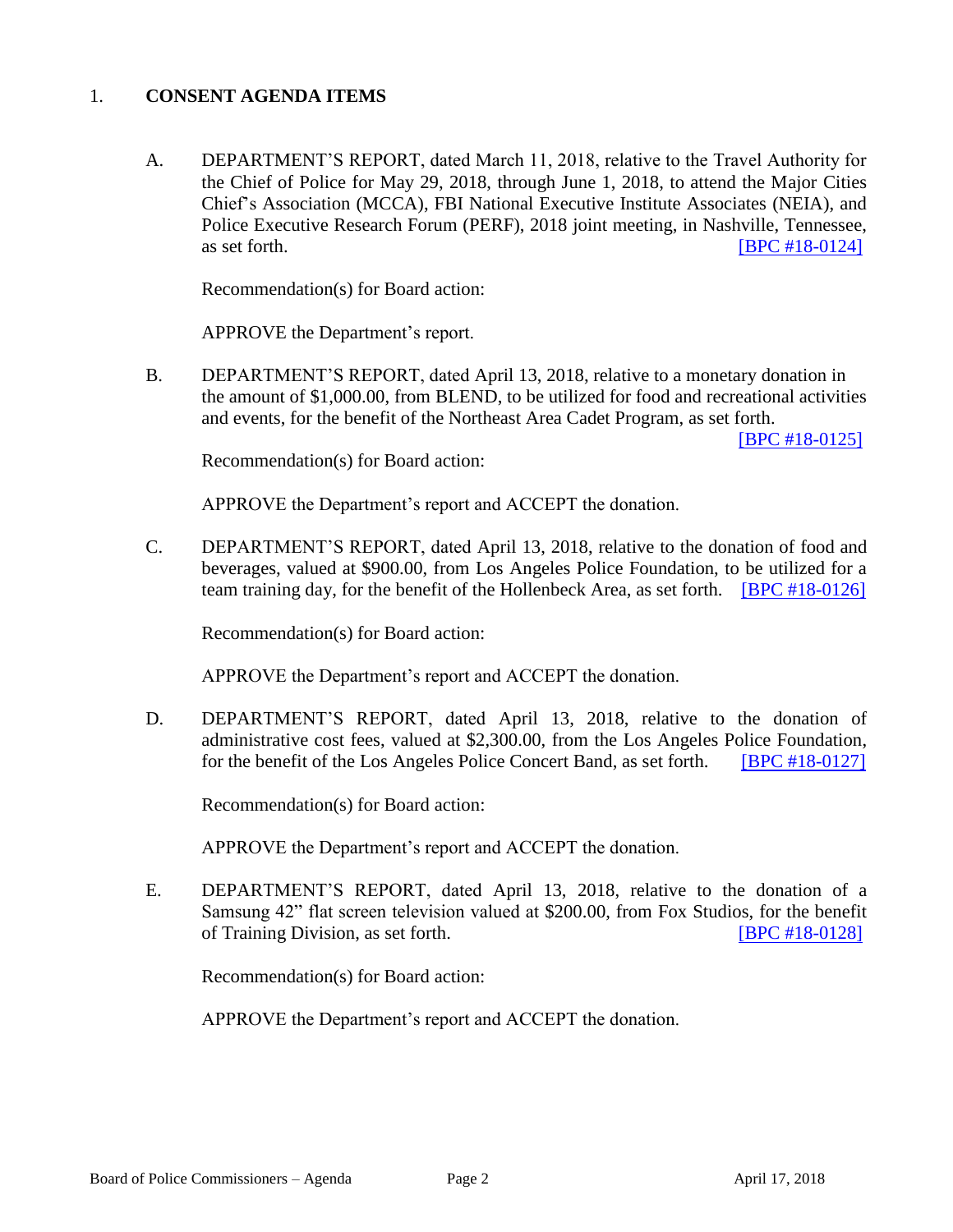1. **CONSENT AGENDA ITEMS**

   A. DEPARTMENT'S REPORT, dated March 11, 2018, relative to the Travel Authority for the Chief of Police for May 29, 2018, through June 1, 2018, to attend the Major Cities Chief's Association (MCCA), FBI National Executive Institute Associates (NEIA), and Police Executive Research Forum (PERF), 2018 joint meeting, in Nashville, Tennessee, as set forth. [BPC #18-0124]

   Recommendation(s) for Board action:

   APPROVE the Department's report.

   B. DEPARTMENT'S REPORT, dated April 13, 2018, relative to a monetary donation in the amount of $1,000.00, from BLEND, to be utilized for food and recreational activities and events, for the benefit of the Northeast Area Cadet Program, as set forth. [BPC #18-0125]

   Recommendation(s) for Board action:

   APPROVE the Department's report and ACCEPT the donation.

   C. DEPARTMENT'S REPORT, dated April 13, 2018, relative to the donation of food and beverages, valued at $900.00, from Los Angeles Police Foundation, to be utilized for a team training day, for the benefit of the Hollenbeck Area, as set forth. [BPC #18-0126]

   Recommendation(s) for Board action:

   APPROVE the Department's report and ACCEPT the donation.

   D. DEPARTMENT'S REPORT, dated April 13, 2018, relative to the donation of administrative cost fees, valued at $2,300.00, from the Los Angeles Police Foundation, for the benefit of the Los Angeles Police Concert Band, as set forth. [BPC #18-0127]

   Recommendation(s) for Board action:

   APPROVE the Department's report and ACCEPT the donation.

   E. DEPARTMENT'S REPORT, dated April 13, 2018, relative to the donation of a Samsung 42" flat screen television valued at $200.00, from Fox Studios, for the benefit of Training Division, as set forth. [BPC #18-0128]

   Recommendation(s) for Board action:

   APPROVE the Department's report and ACCEPT the donation.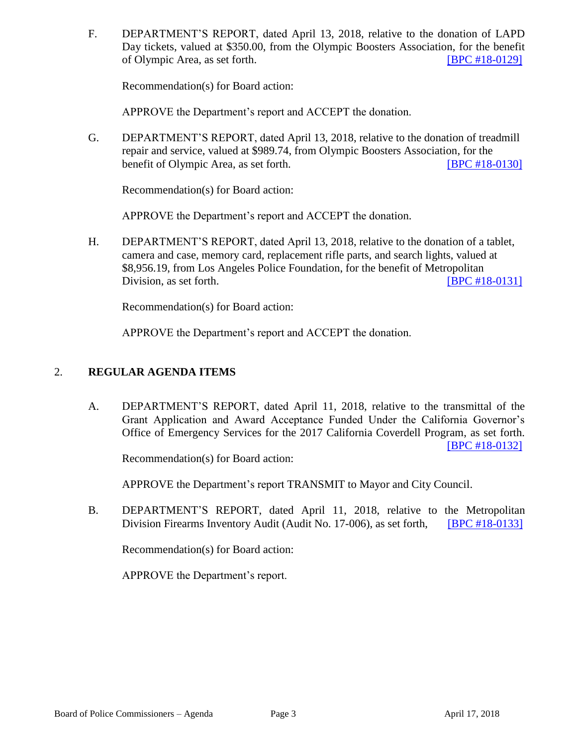F. DEPARTMENT'S REPORT, dated April 13, 2018, relative to the donation of LAPD Day tickets, valued at $350.00, from the Olympic Boosters Association, for the benefit of Olympic Area, as set forth. [BPC #18-0129]

Recommendation(s) for Board action:

APPROVE the Department's report and ACCEPT the donation.

G. DEPARTMENT'S REPORT, dated April 13, 2018, relative to the donation of treadmill repair and service, valued at $989.74, from Olympic Boosters Association, for the benefit of Olympic Area, as set forth. [BPC #18-0130]

Recommendation(s) for Board action:

APPROVE the Department's report and ACCEPT the donation.

H. DEPARTMENT'S REPORT, dated April 13, 2018, relative to the donation of a tablet, camera and case, memory card, replacement rifle parts, and search lights, valued at $8,956.19, from Los Angeles Police Foundation, for the benefit of Metropolitan Division, as set forth. [BPC #18-0131]

Recommendation(s) for Board action:

APPROVE the Department's report and ACCEPT the donation.

## 2. **REGULAR AGENDA ITEMS**

A. DEPARTMENT'S REPORT, dated April 11, 2018, relative to the transmittal of the Grant Application and Award Acceptance Funded Under the California Governor's Office of Emergency Services for the 2017 California Coverdell Program, as set forth. [BPC #18-0132]

Recommendation(s) for Board action:

APPROVE the Department's report TRANSMIT to Mayor and City Council.

B. DEPARTMENT'S REPORT, dated April 11, 2018, relative to the Metropolitan Division Firearms Inventory Audit (Audit No. 17-006), as set forth, [BPC #18-0133]

Recommendation(s) for Board action:

APPROVE the Department's report.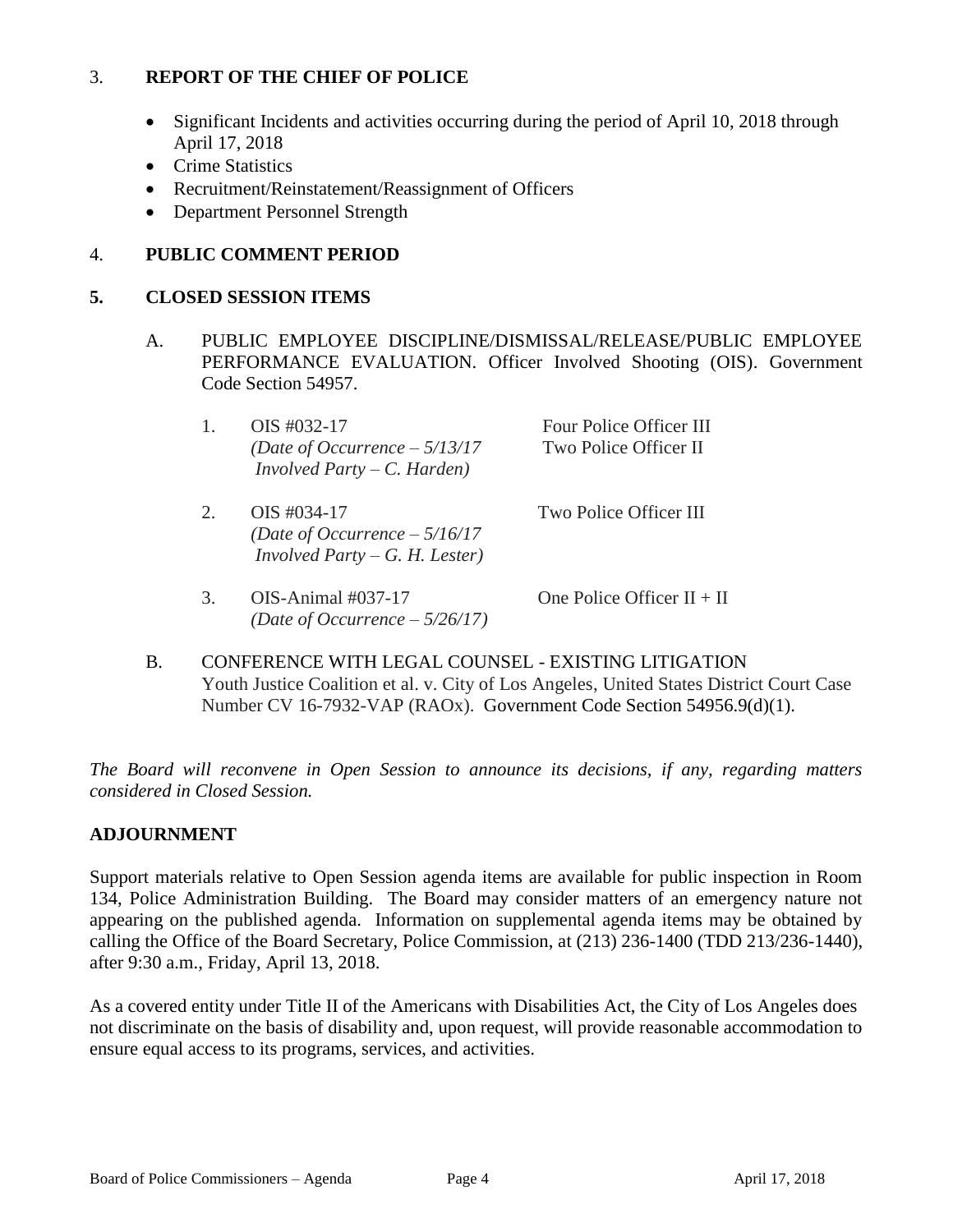3. **REPORT OF THE CHIEF OF POLICE**

- Significant Incidents and activities occurring during the period of April 10, 2018 through April 17, 2018
- Crime Statistics
- Recruitment/Reinstatement/Reassignment of Officers
- Department Personnel Strength

4. **PUBLIC COMMENT PERIOD**

**5. CLOSED SESSION ITEMS**

A. PUBLIC EMPLOYEE DISCIPLINE/DISMISSAL/RELEASE/PUBLIC EMPLOYEE PERFORMANCE EVALUATION. Officer Involved Shooting (OIS). Government Code Section 54957.

| | | |
|---|---|---|
| 1. | OIS #032-17<br>*(Date of Occurrence – 5/13/17*<br>*Involved Party – C. Harden)* | Four Police Officer III<br>Two Police Officer II |
| 2. | OIS #034-17<br>*(Date of Occurrence – 5/16/17*<br>*Involved Party – G. H. Lester)* | Two Police Officer III |
| 3. | OIS-Animal #037-17<br>*(Date of Occurrence – 5/26/17)* | One Police Officer II + II |

B. CONFERENCE WITH LEGAL COUNSEL - EXISTING LITIGATION
Youth Justice Coalition et al. v. City of Los Angeles, United States District Court Case Number CV 16-7932-VAP (RAOx). Government Code Section 54956.9(d)(1).

*The Board will reconvene in Open Session to announce its decisions, if any, regarding matters considered in Closed Session.*

**ADJOURNMENT**

Support materials relative to Open Session agenda items are available for public inspection in Room 134, Police Administration Building. The Board may consider matters of an emergency nature not appearing on the published agenda. Information on supplemental agenda items may be obtained by calling the Office of the Board Secretary, Police Commission, at (213) 236-1400 (TDD 213/236-1440), after 9:30 a.m., Friday, April 13, 2018.

As a covered entity under Title II of the Americans with Disabilities Act, the City of Los Angeles does not discriminate on the basis of disability and, upon request, will provide reasonable accommodation to ensure equal access to its programs, services, and activities.